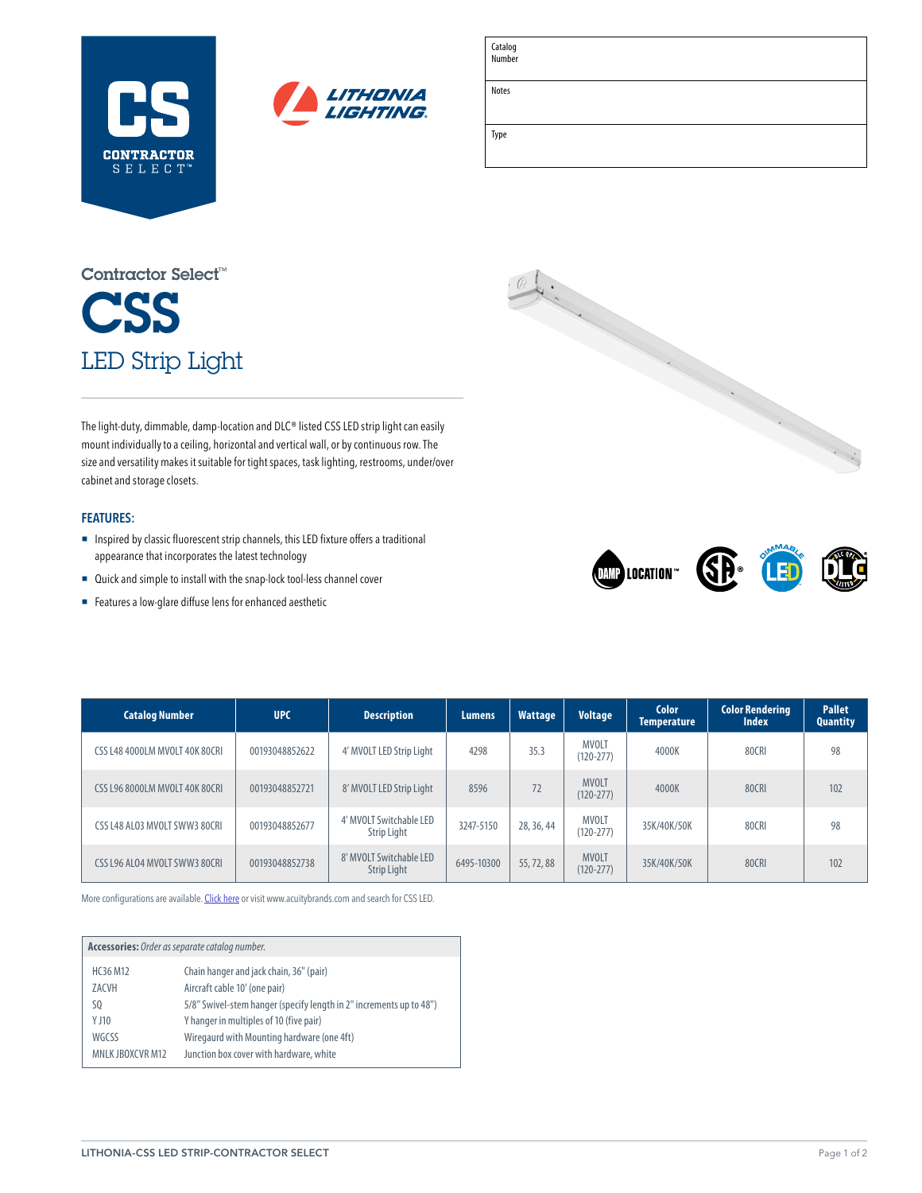CS
CONTRACTOR SELECT™

LITHONIA LIGHTING

| Catalog Number | |
|---|---|
| Notes | |
| Type | |

Contractor Select™

# CSS

## LED Strip Light

The light-duty, dimmable, damp-location and DLC® listed CSS LED strip light can easily mount individually to a ceiling, horizontal and vertical wall, or by continuous row. The size and versatility makes it suitable for tight spaces, task lighting, restrooms, under/over cabinet and storage closets.

### FEATURES:

- Inspired by classic fluorescent strip channels, this LED fixture offers a traditional appearance that incorporates the latest technology
- Quick and simple to install with the snap-lock tool-less channel cover
- Features a low-glare diffuse lens for enhanced aesthetic

DAMP LOCATION™ | DIMMABLE LED | DLC LISTED

| Catalog Number | UPC | Description | Lumens | Wattage | Voltage | Color Temperature | Color Rendering Index | Pallet Quantity |
|---|---|---|---|---|---|---|---|---|
| CSS L48 4000LM MVOLT 40K 80CRI | 00193048852622 | 4' MVOLT LED Strip Light | 4298 | 35.3 | MVOLT (120-277) | 4000K | 80CRI | 98 |
| CSS L96 8000LM MVOLT 40K 80CRI | 00193048852721 | 8' MVOLT LED Strip Light | 8596 | 72 | MVOLT (120-277) | 4000K | 80CRI | 102 |
| CSS L48 ALO3 MVOLT SWW3 80CRI | 00193048852677 | 4' MVOLT Switchable LED Strip Light | 3247-5150 | 28, 36, 44 | MVOLT (120-277) | 35K/40K/50K | 80CRI | 98 |
| CSS L96 ALO4 MVOLT SWW3 80CRI | 00193048852738 | 8' MVOLT Switchable LED Strip Light | 6495-10300 | 55, 72, 88 | MVOLT (120-277) | 35K/40K/50K | 80CRI | 102 |

More configurations are available. Click here or visit www.acuitybrands.com and search for CSS LED.

| **Accessories:** *Order as separate catalog number.* | |
|---|---|
| HC36 M12 | Chain hanger and jack chain, 36" (pair) |
| ZACVH | Aircraft cable 10' (one pair) |
| SQ | 5/8" Swivel-stem hanger (specify length in 2" increments up to 48") |
| Y J10 | Y hanger in multiples of 10 (five pair) |
| WGCSS | Wiregaurd with Mounting hardware (one 4ft) |
| MNLK JBOXCVR M12 | Junction box cover with hardware, white |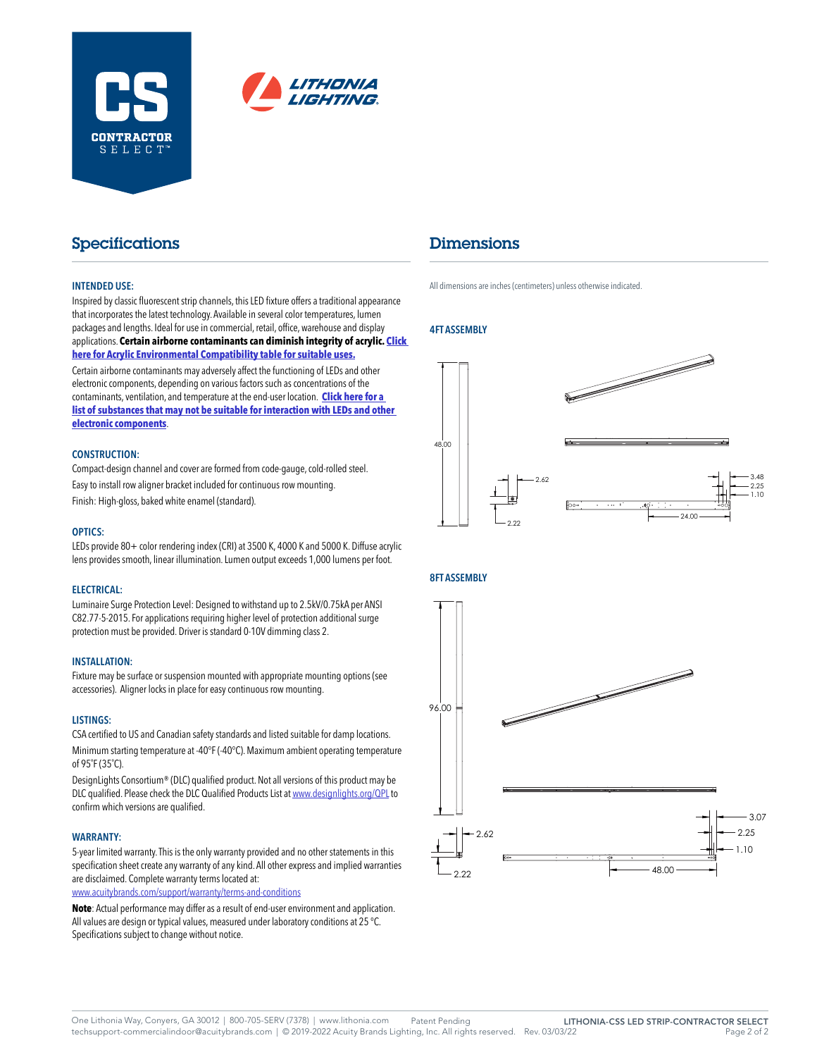CS CONTRACTOR SELECT™

LITHONIA LIGHTING

## Specifications

### INTENDED USE:

Inspired by classic fluorescent strip channels, this LED fixture offers a traditional appearance that incorporates the latest technology. Available in several color temperatures, lumen packages and lengths. Ideal for use in commercial, retail, office, warehouse and display applications. **Certain airborne contaminants can diminish integrity of acrylic. Click here for Acrylic Environmental Compatibility table for suitable uses.**

Certain airborne contaminants may adversely affect the functioning of LEDs and other electronic components, depending on various factors such as concentrations of the contaminants, ventilation, and temperature at the end-user location. **Click here for a list of substances that may not be suitable for interaction with LEDs and other electronic components**.

### CONSTRUCTION:

Compact-design channel and cover are formed from code-gauge, cold-rolled steel.

Easy to install row aligner bracket included for continuous row mounting.

Finish: High-gloss, baked white enamel (standard).

### OPTICS:

LEDs provide 80+ color rendering index (CRI) at 3500 K, 4000 K and 5000 K. Diffuse acrylic lens provides smooth, linear illumination. Lumen output exceeds 1,000 lumens per foot.

### ELECTRICAL:

Luminaire Surge Protection Level: Designed to withstand up to 2.5kV/0.75kA per ANSI C82.77-5-2015. For applications requiring higher level of protection additional surge protection must be provided. Driver is standard 0-10V dimming class 2.

### INSTALLATION:

Fixture may be surface or suspension mounted with appropriate mounting options (see accessories). Aligner locks in place for easy continuous row mounting.

### LISTINGS:

CSA certified to US and Canadian safety standards and listed suitable for damp locations.

Minimum starting temperature at -40°F (-40°C). Maximum ambient operating temperature of 95°F (35°C).

DesignLights Consortium® (DLC) qualified product. Not all versions of this product may be DLC qualified. Please check the DLC Qualified Products List at www.designlights.org/QPL to confirm which versions are qualified.

### WARRANTY:

5-year limited warranty. This is the only warranty provided and no other statements in this specification sheet create any warranty of any kind. All other express and implied warranties are disclaimed. Complete warranty terms located at:

www.acuitybrands.com/support/warranty/terms-and-conditions

**Note**: Actual performance may differ as a result of end-user environment and application. All values are design or typical values, measured under laboratory conditions at 25 °C. Specifications subject to change without notice.

## Dimensions

All dimensions are inches (centimeters) unless otherwise indicated.

### 4FT ASSEMBLY

48.00

2.62

2.22

3.48

2.25

1.10

24.00

### 8FT ASSEMBLY

96.00

2.62

2.22

3.07

2.25

1.10

48.00